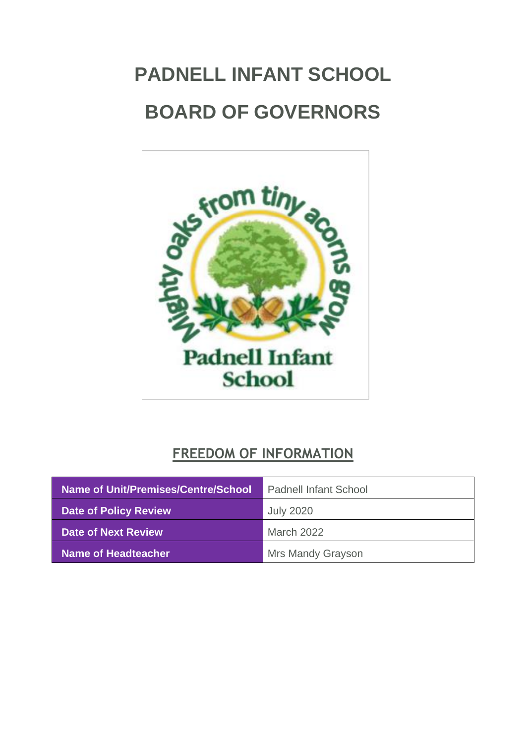# PADNELL INFANT SCHOOL

# BOARD OF GOVERNORS

## FREEDOM OF INFORMATION

| Name of Unit/Premises/Centre/School | Padnell Infant School |
|---|---|
| Date of Policy Review | July 2020 |
| Date of Next Review | March 2022 |
| Name of Headteacher | Mrs Mandy Grayson |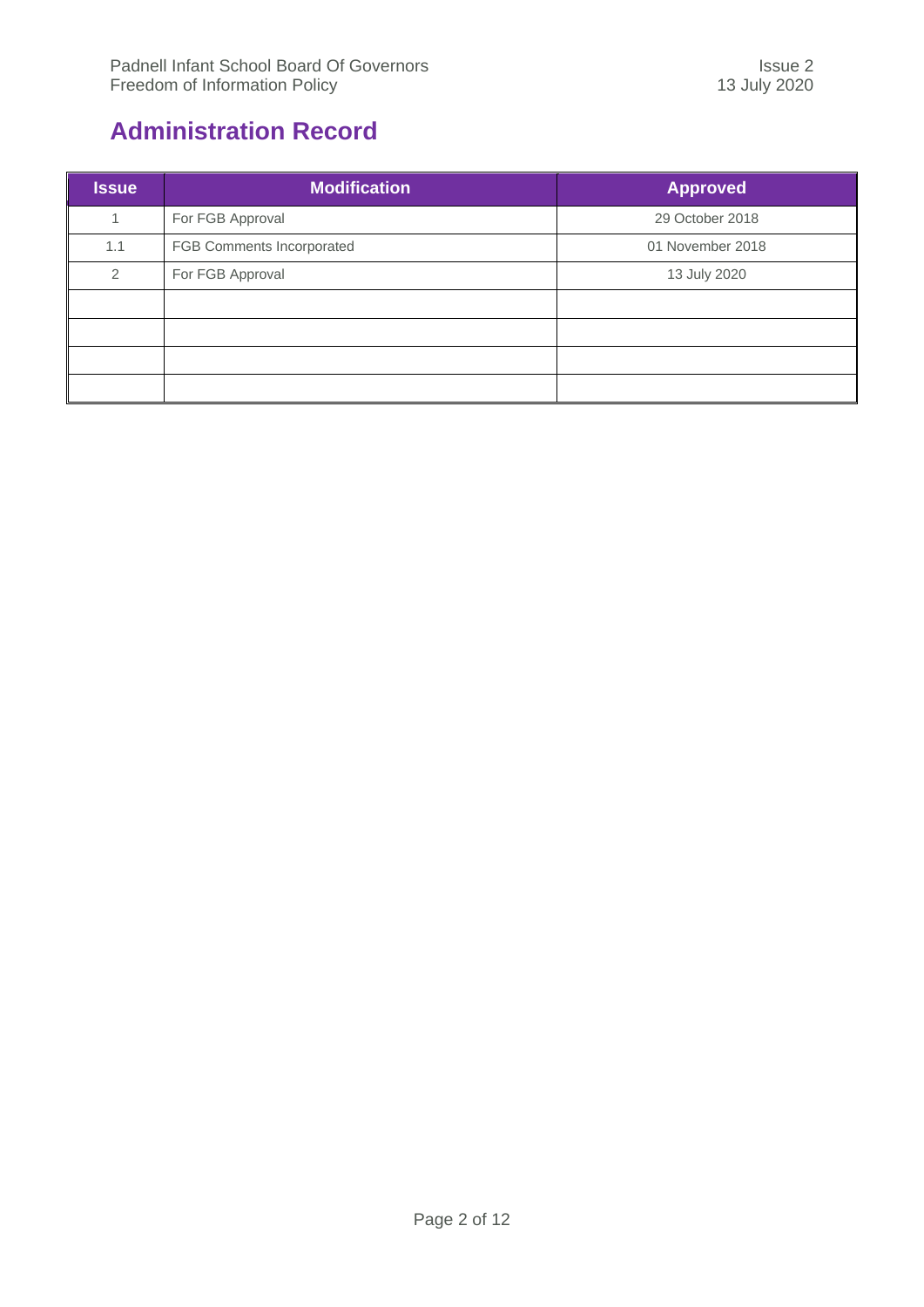## Administration Record

| Issue | Modification | Approved |
|---|---|---|
| 1 | For FGB Approval | 29 October 2018 |
| 1.1 | FGB Comments Incorporated | 01 November 2018 |
| 2 | For FGB Approval | 13 July 2020 |
| | | |
| | | |
| | | |
| | | |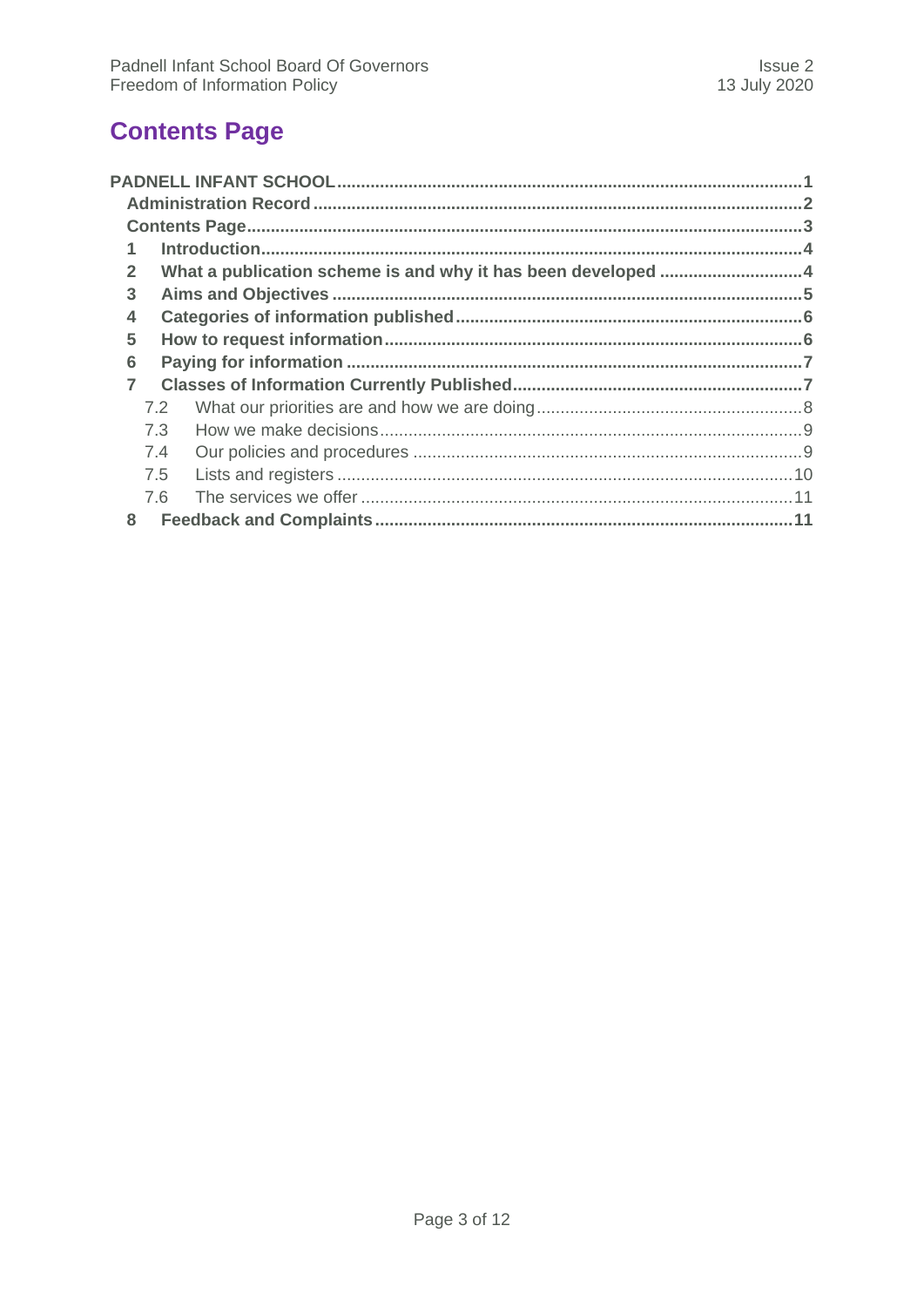## Contents Page

PADNELL INFANT SCHOOL ........................................................................................ 1

- Administration Record ........................................................................................ 2
- Contents Page ........................................................................................ 3
- 1 Introduction ........................................................................................ 4
- 2 What a publication scheme is and why it has been developed ........................ 4
- 3 Aims and Objectives ........................................................................................ 5
- 4 Categories of information published ........................................................................ 6
- 5 How to request information ........................................................................ 6
- 6 Paying for information ........................................................................................ 7
- 7 Classes of Information Currently Published ........................................................ 7
  - 7.2 What our priorities are and how we are doing ................................................ 8
  - 7.3 How we make decisions ........................................................................ 9
  - 7.4 Our policies and procedures ........................................................................ 9
  - 7.5 Lists and registers ........................................................................ 10
  - 7.6 The services we offer ........................................................................ 11
- 8 Feedback and Complaints ........................................................................ 11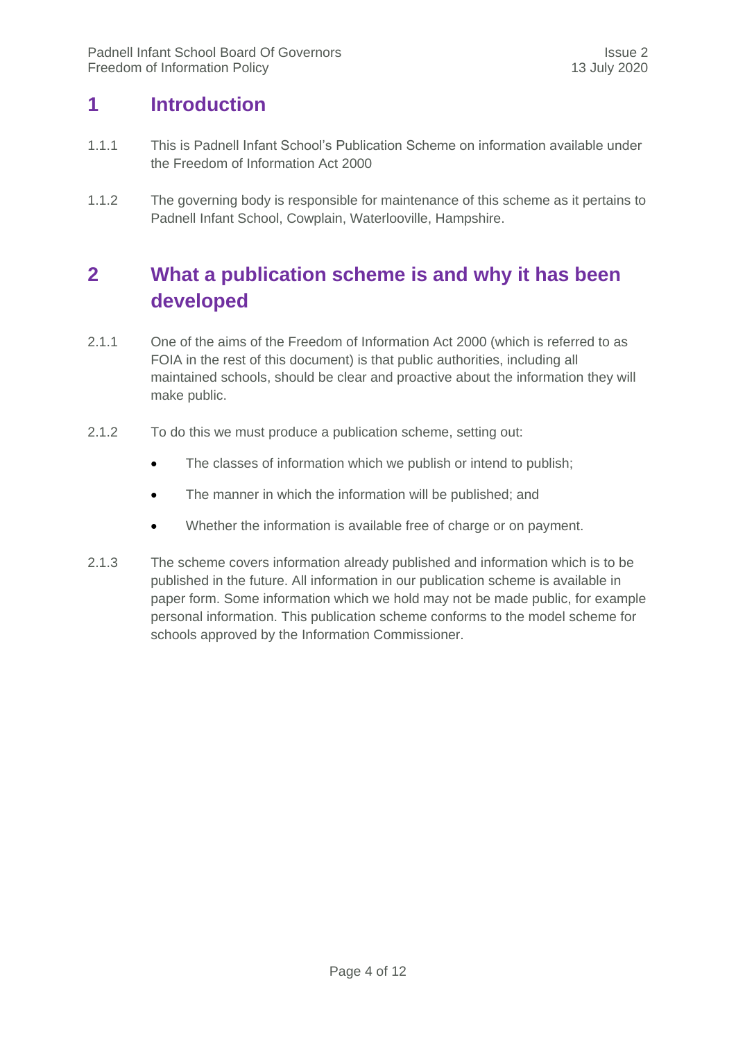# 1 Introduction

1.1.1 This is Padnell Infant School's Publication Scheme on information available under the Freedom of Information Act 2000

1.1.2 The governing body is responsible for maintenance of this scheme as it pertains to Padnell Infant School, Cowplain, Waterlooville, Hampshire.

# 2 What a publication scheme is and why it has been developed

2.1.1 One of the aims of the Freedom of Information Act 2000 (which is referred to as FOIA in the rest of this document) is that public authorities, including all maintained schools, should be clear and proactive about the information they will make public.

2.1.2 To do this we must produce a publication scheme, setting out:

- The classes of information which we publish or intend to publish;
- The manner in which the information will be published; and
- Whether the information is available free of charge or on payment.

2.1.3 The scheme covers information already published and information which is to be published in the future. All information in our publication scheme is available in paper form. Some information which we hold may not be made public, for example personal information. This publication scheme conforms to the model scheme for schools approved by the Information Commissioner.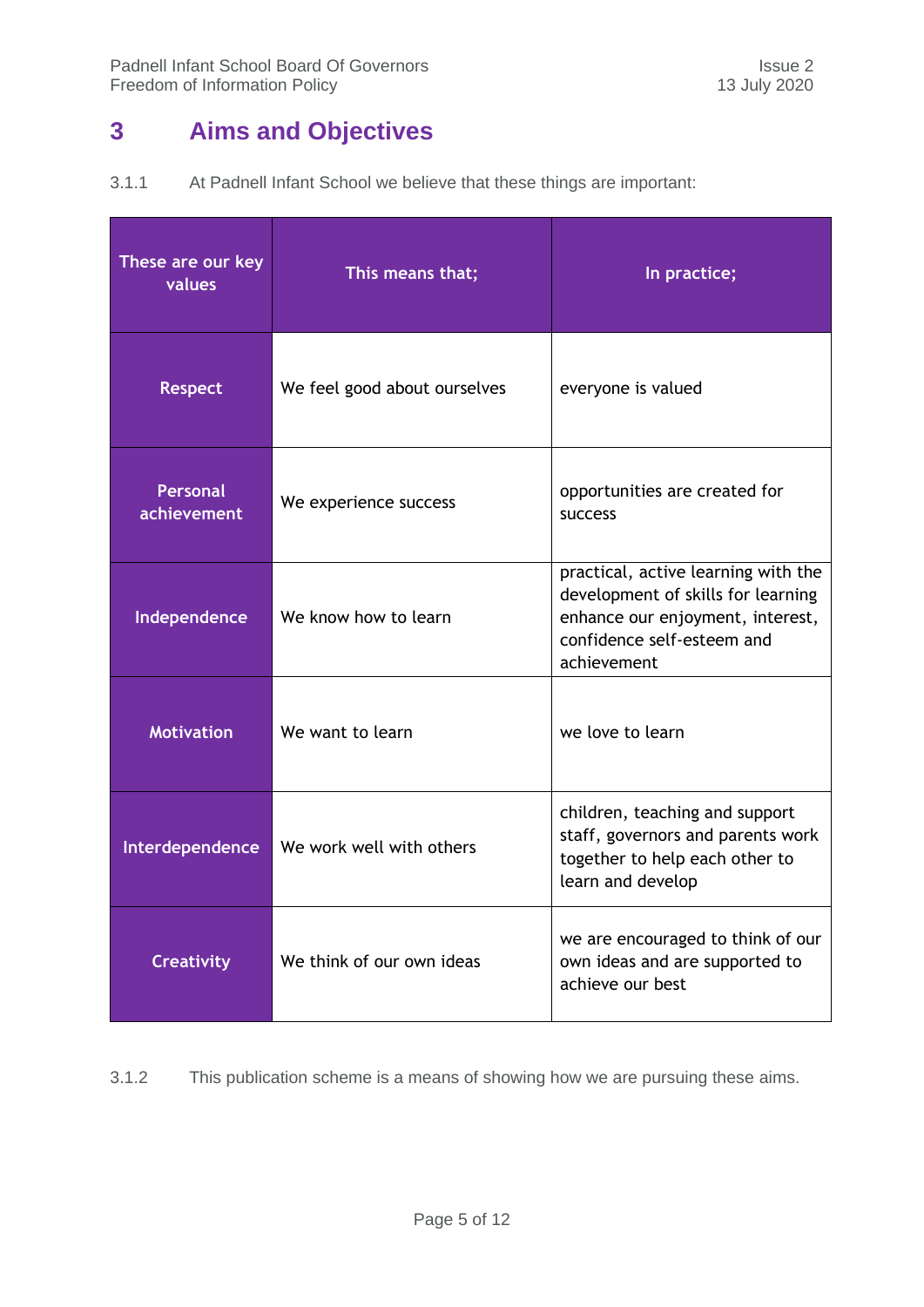# 3 Aims and Objectives

3.1.1 At Padnell Infant School we believe that these things are important:

| These are our key values | This means that; | In practice; |
|---|---|---|
| **Respect** | We feel good about ourselves | everyone is valued |
| **Personal achievement** | We experience success | opportunities are created for success |
| **Independence** | We know how to learn | practical, active learning with the development of skills for learning enhance our enjoyment, interest, confidence self-esteem and achievement |
| **Motivation** | We want to learn | we love to learn |
| **Interdependence** | We work well with others | children, teaching and support staff, governors and parents work together to help each other to learn and develop |
| **Creativity** | We think of our own ideas | we are encouraged to think of our own ideas and are supported to achieve our best |

3.1.2 This publication scheme is a means of showing how we are pursuing these aims.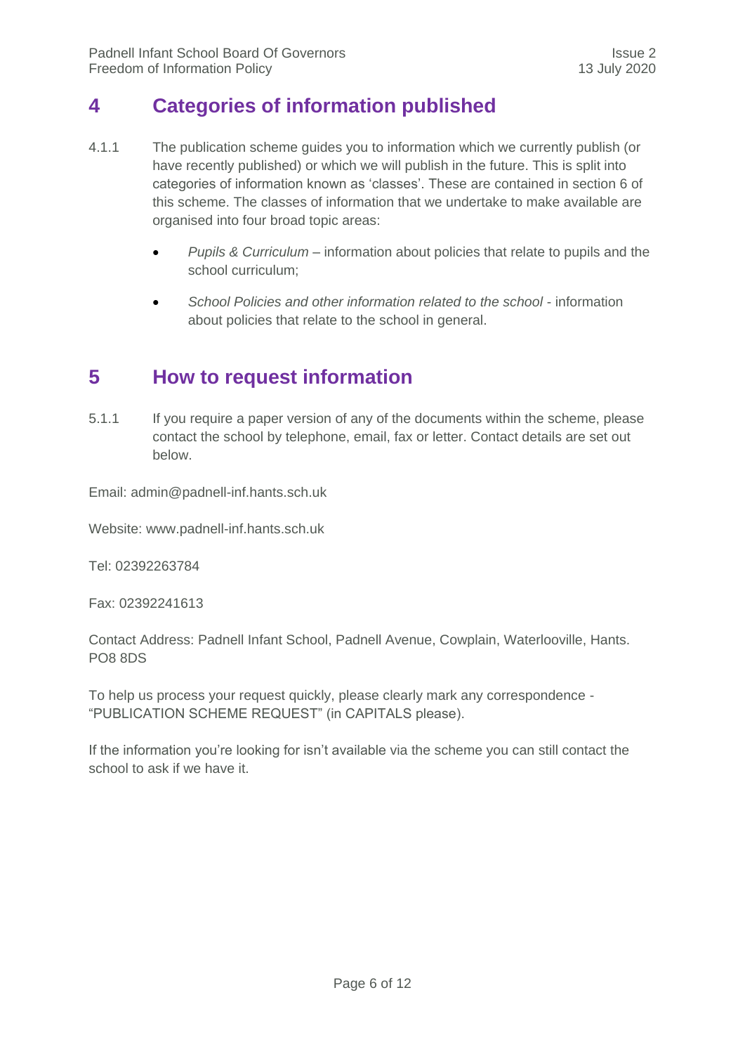## 4 Categories of information published

4.1.1 The publication scheme guides you to information which we currently publish (or have recently published) or which we will publish in the future. This is split into categories of information known as 'classes'. These are contained in section 6 of this scheme. The classes of information that we undertake to make available are organised into four broad topic areas:

- *Pupils & Curriculum* – information about policies that relate to pupils and the school curriculum;
- *School Policies and other information related to the school* - information about policies that relate to the school in general.

## 5 How to request information

5.1.1 If you require a paper version of any of the documents within the scheme, please contact the school by telephone, email, fax or letter. Contact details are set out below.

Email: admin@padnell-inf.hants.sch.uk

Website: www.padnell-inf.hants.sch.uk

Tel: 02392263784

Fax: 02392241613

Contact Address: Padnell Infant School, Padnell Avenue, Cowplain, Waterlooville, Hants. PO8 8DS

To help us process your request quickly, please clearly mark any correspondence - "PUBLICATION SCHEME REQUEST" (in CAPITALS please).

If the information you're looking for isn't available via the scheme you can still contact the school to ask if we have it.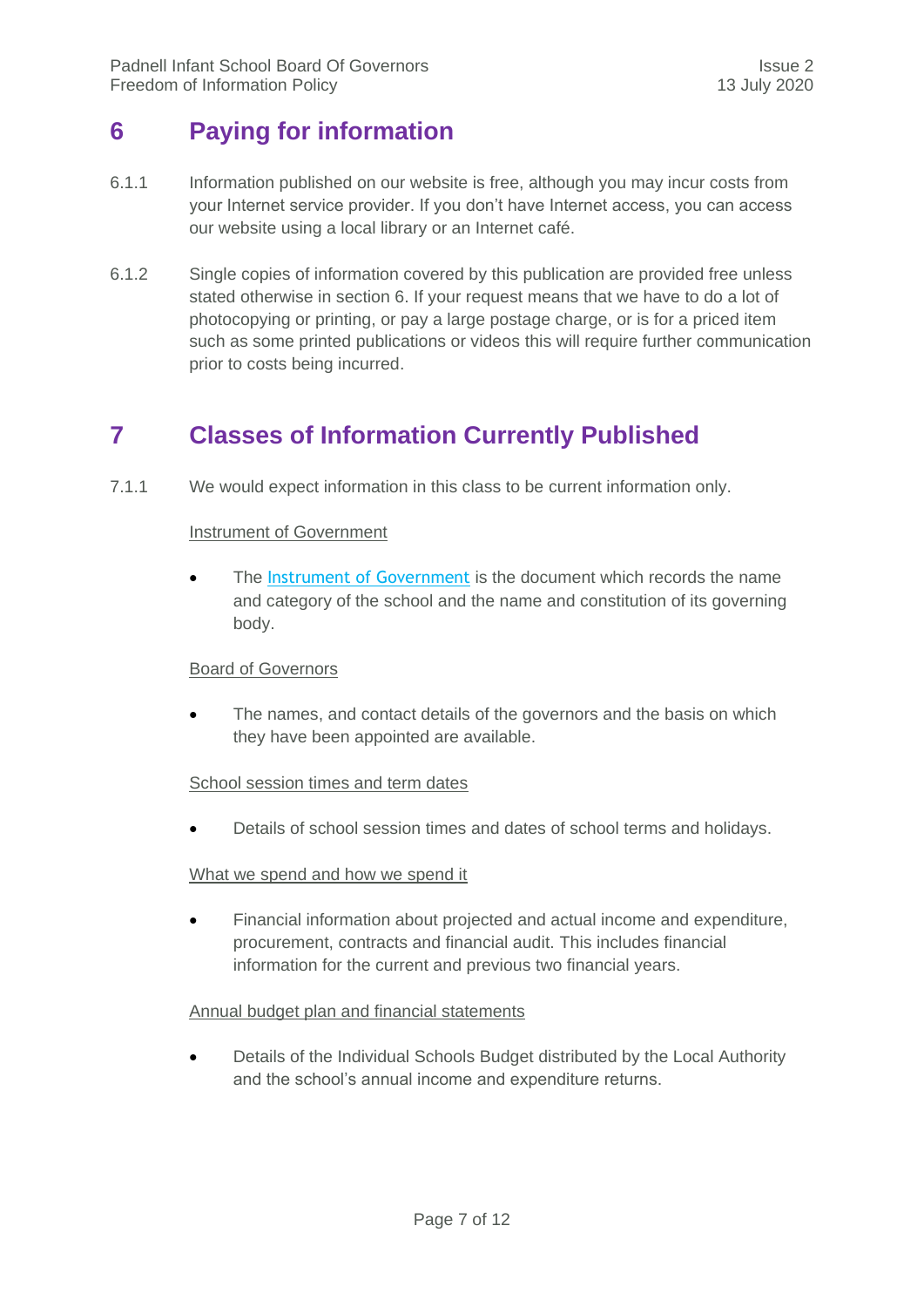# 6 Paying for information

6.1.1 Information published on our website is free, although you may incur costs from your Internet service provider. If you don't have Internet access, you can access our website using a local library or an Internet café.

6.1.2 Single copies of information covered by this publication are provided free unless stated otherwise in section 6. If your request means that we have to do a lot of photocopying or printing, or pay a large postage charge, or is for a priced item such as some printed publications or videos this will require further communication prior to costs being incurred.

# 7 Classes of Information Currently Published

7.1.1 We would expect information in this class to be current information only.

<u>Instrument of Government</u>

- The Instrument of Government is the document which records the name and category of the school and the name and constitution of its governing body.

<u>Board of Governors</u>

- The names, and contact details of the governors and the basis on which they have been appointed are available.

<u>School session times and term dates</u>

- Details of school session times and dates of school terms and holidays.

<u>What we spend and how we spend it</u>

- Financial information about projected and actual income and expenditure, procurement, contracts and financial audit. This includes financial information for the current and previous two financial years.

<u>Annual budget plan and financial statements</u>

- Details of the Individual Schools Budget distributed by the Local Authority and the school's annual income and expenditure returns.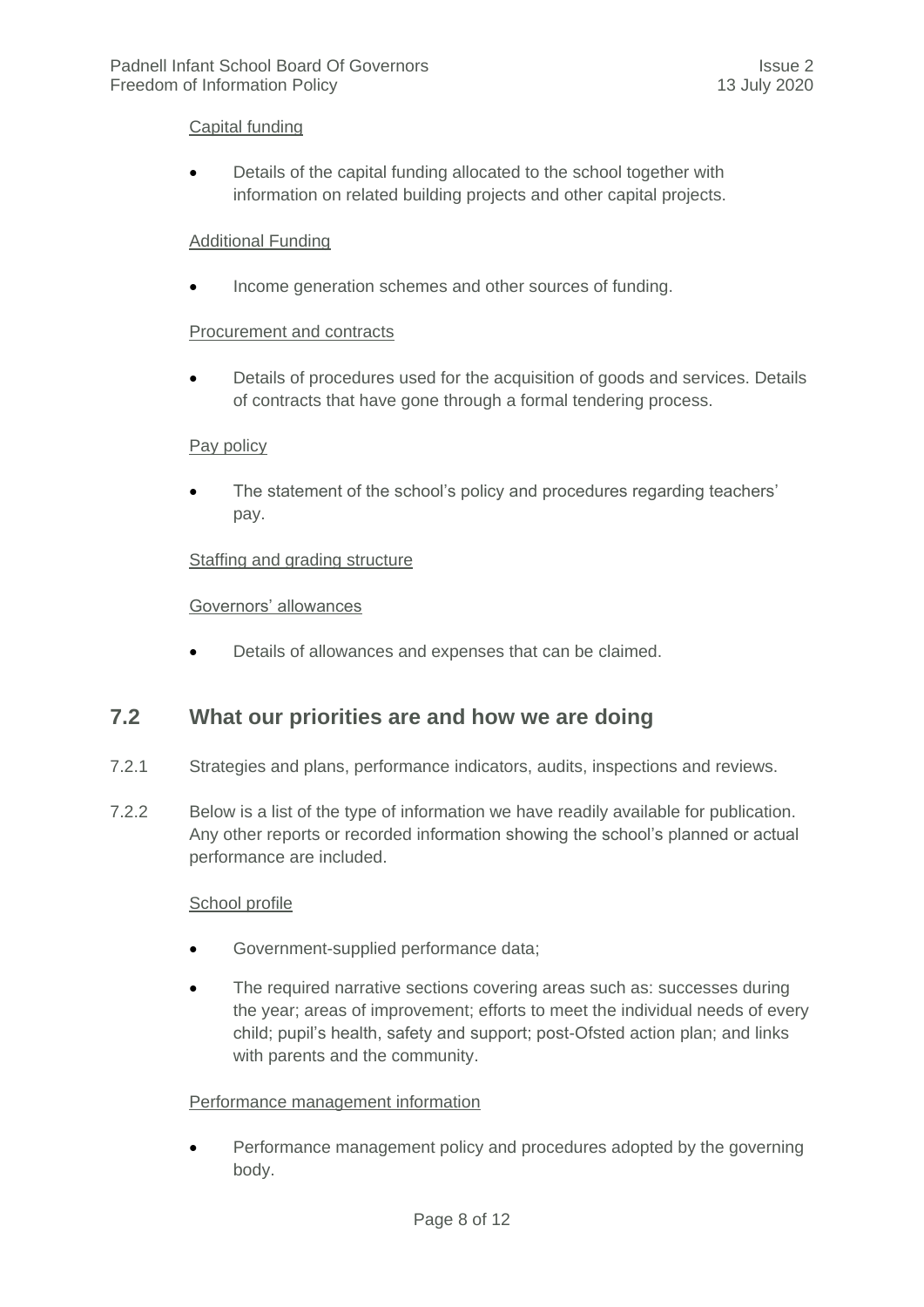Capital funding

- Details of the capital funding allocated to the school together with information on related building projects and other capital projects.

Additional Funding

- Income generation schemes and other sources of funding.

Procurement and contracts

- Details of procedures used for the acquisition of goods and services. Details of contracts that have gone through a formal tendering process.

Pay policy

- The statement of the school's policy and procedures regarding teachers' pay.

Staffing and grading structure

Governors' allowances

- Details of allowances and expenses that can be claimed.

## 7.2 What our priorities are and how we are doing

7.2.1 Strategies and plans, performance indicators, audits, inspections and reviews.

7.2.2 Below is a list of the type of information we have readily available for publication. Any other reports or recorded information showing the school's planned or actual performance are included.

School profile

- Government-supplied performance data;
- The required narrative sections covering areas such as: successes during the year; areas of improvement; efforts to meet the individual needs of every child; pupil's health, safety and support; post-Ofsted action plan; and links with parents and the community.

Performance management information

- Performance management policy and procedures adopted by the governing body.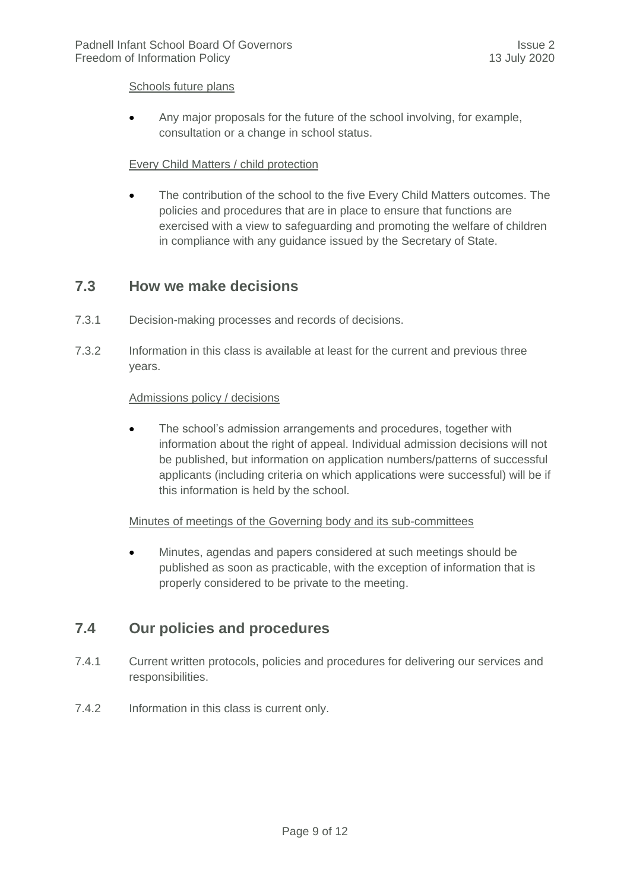Schools future plans

- Any major proposals for the future of the school involving, for example, consultation or a change in school status.

Every Child Matters / child protection

- The contribution of the school to the five Every Child Matters outcomes. The policies and procedures that are in place to ensure that functions are exercised with a view to safeguarding and promoting the welfare of children in compliance with any guidance issued by the Secretary of State.

## 7.3 How we make decisions

7.3.1 Decision-making processes and records of decisions.

7.3.2 Information in this class is available at least for the current and previous three years.

Admissions policy / decisions

- The school's admission arrangements and procedures, together with information about the right of appeal. Individual admission decisions will not be published, but information on application numbers/patterns of successful applicants (including criteria on which applications were successful) will be if this information is held by the school.

Minutes of meetings of the Governing body and its sub-committees

- Minutes, agendas and papers considered at such meetings should be published as soon as practicable, with the exception of information that is properly considered to be private to the meeting.

## 7.4 Our policies and procedures

7.4.1 Current written protocols, policies and procedures for delivering our services and responsibilities.

7.4.2 Information in this class is current only.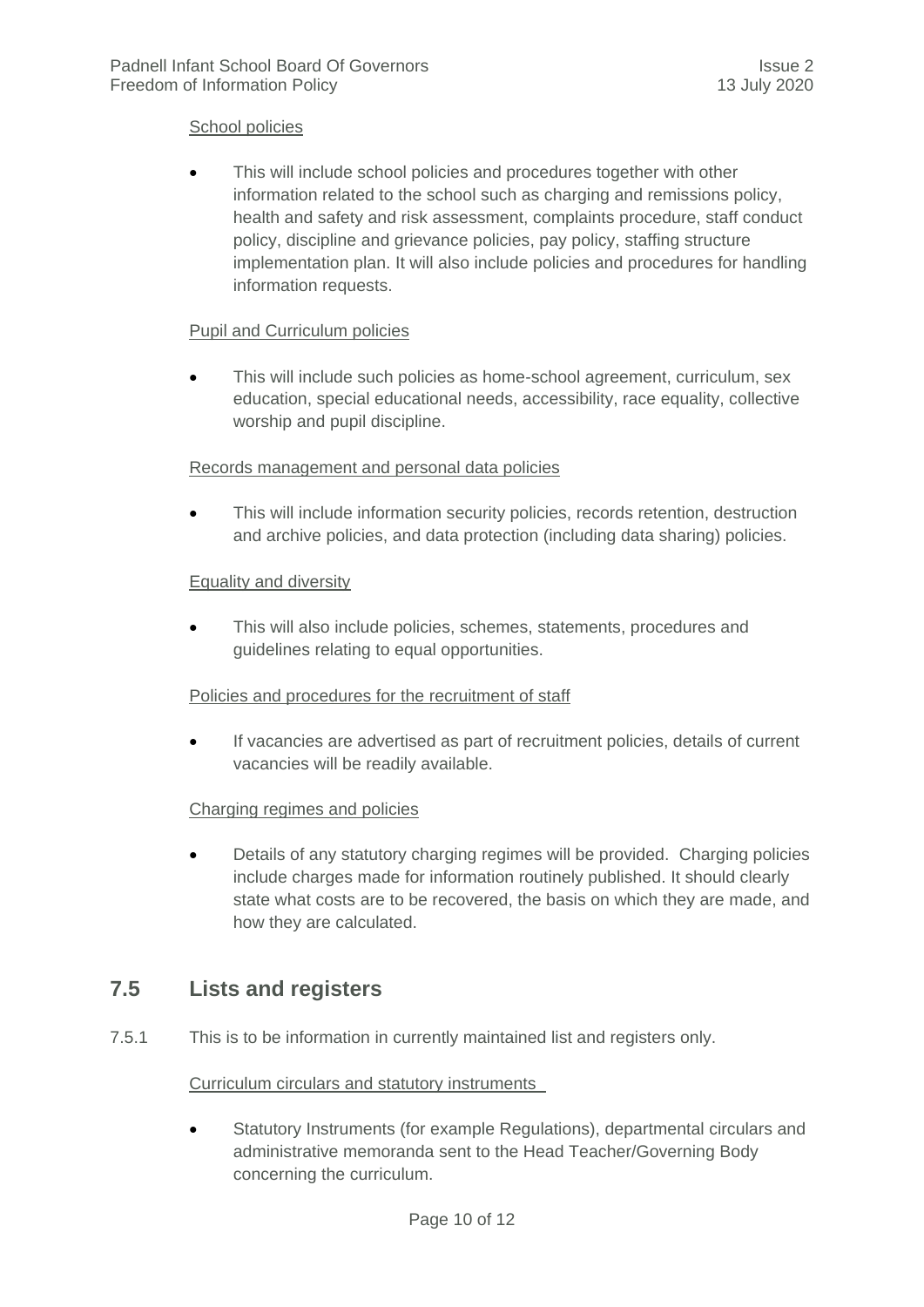School policies

- This will include school policies and procedures together with other information related to the school such as charging and remissions policy, health and safety and risk assessment, complaints procedure, staff conduct policy, discipline and grievance policies, pay policy, staffing structure implementation plan. It will also include policies and procedures for handling information requests.

Pupil and Curriculum policies

- This will include such policies as home-school agreement, curriculum, sex education, special educational needs, accessibility, race equality, collective worship and pupil discipline.

Records management and personal data policies

- This will include information security policies, records retention, destruction and archive policies, and data protection (including data sharing) policies.

Equality and diversity

- This will also include policies, schemes, statements, procedures and guidelines relating to equal opportunities.

Policies and procedures for the recruitment of staff

- If vacancies are advertised as part of recruitment policies, details of current vacancies will be readily available.

Charging regimes and policies

- Details of any statutory charging regimes will be provided. Charging policies include charges made for information routinely published. It should clearly state what costs are to be recovered, the basis on which they are made, and how they are calculated.

## 7.5 Lists and registers

7.5.1 This is to be information in currently maintained list and registers only.

Curriculum circulars and statutory instruments

- Statutory Instruments (for example Regulations), departmental circulars and administrative memoranda sent to the Head Teacher/Governing Body concerning the curriculum.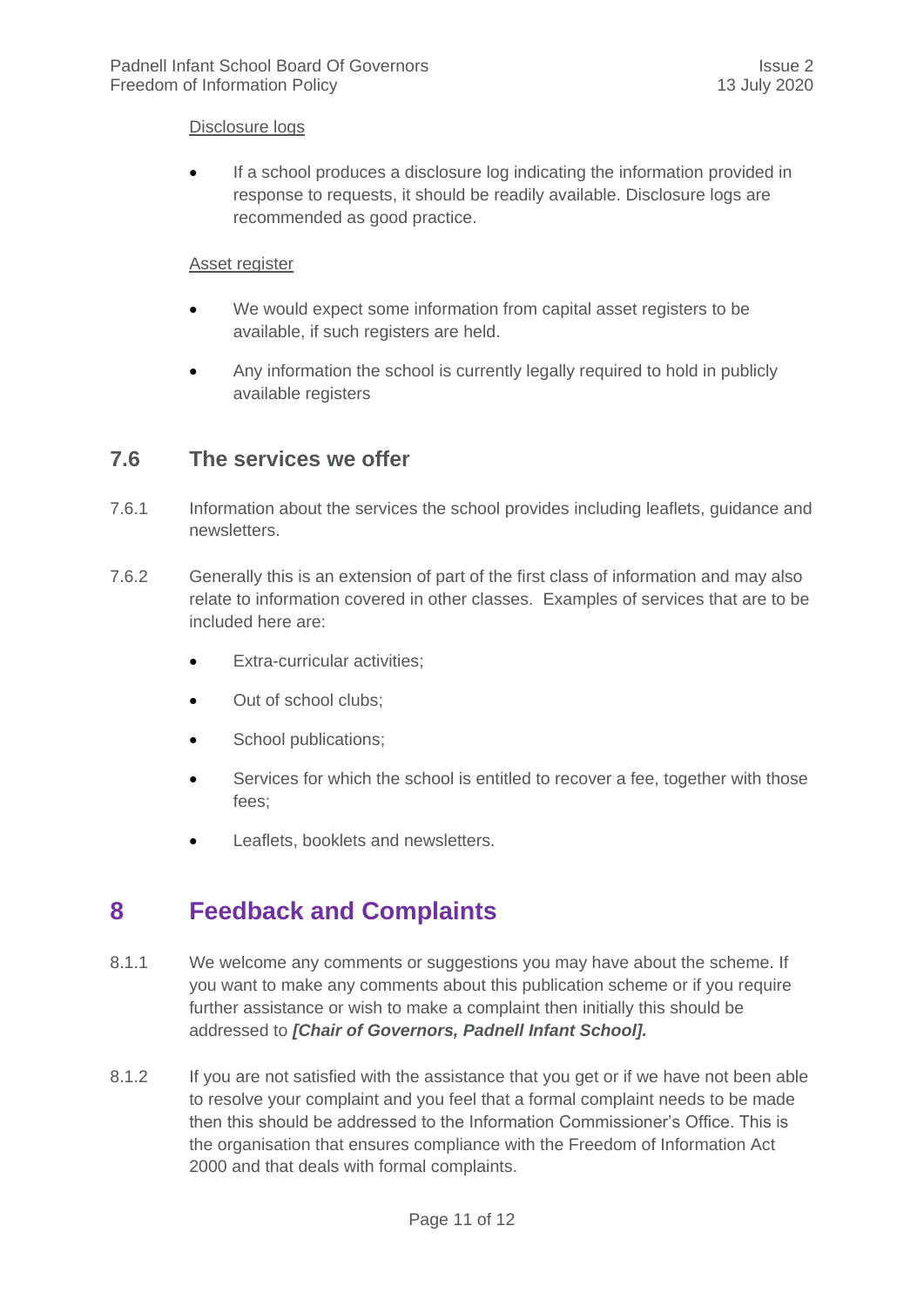Disclosure logs

- If a school produces a disclosure log indicating the information provided in response to requests, it should be readily available. Disclosure logs are recommended as good practice.

Asset register

- We would expect some information from capital asset registers to be available, if such registers are held.
- Any information the school is currently legally required to hold in publicly available registers

### 7.6 The services we offer

7.6.1 Information about the services the school provides including leaflets, guidance and newsletters.

7.6.2 Generally this is an extension of part of the first class of information and may also relate to information covered in other classes. Examples of services that are to be included here are:

- Extra-curricular activities;
- Out of school clubs;
- School publications;
- Services for which the school is entitled to recover a fee, together with those fees;
- Leaflets, booklets and newsletters.

## 8 Feedback and Complaints

8.1.1 We welcome any comments or suggestions you may have about the scheme. If you want to make any comments about this publication scheme or if you require further assistance or wish to make a complaint then initially this should be addressed to ***[Chair of Governors, Padnell Infant School].***

8.1.2 If you are not satisfied with the assistance that you get or if we have not been able to resolve your complaint and you feel that a formal complaint needs to be made then this should be addressed to the Information Commissioner's Office. This is the organisation that ensures compliance with the Freedom of Information Act 2000 and that deals with formal complaints.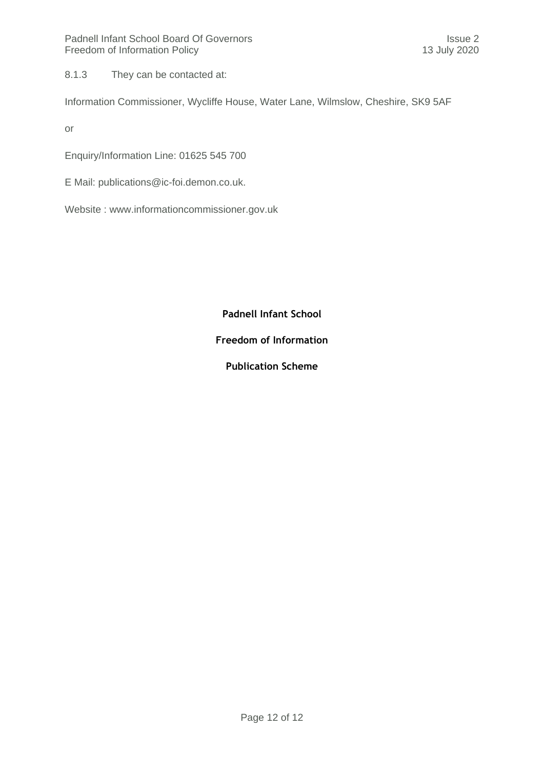8.1.3 They can be contacted at:

Information Commissioner, Wycliffe House, Water Lane, Wilmslow, Cheshire, SK9 5AF

or

Enquiry/Information Line: 01625 545 700

E Mail: publications@ic-foi.demon.co.uk.

Website : www.informationcommissioner.gov.uk

**Padnell Infant School**

**Freedom of Information**

**Publication Scheme**